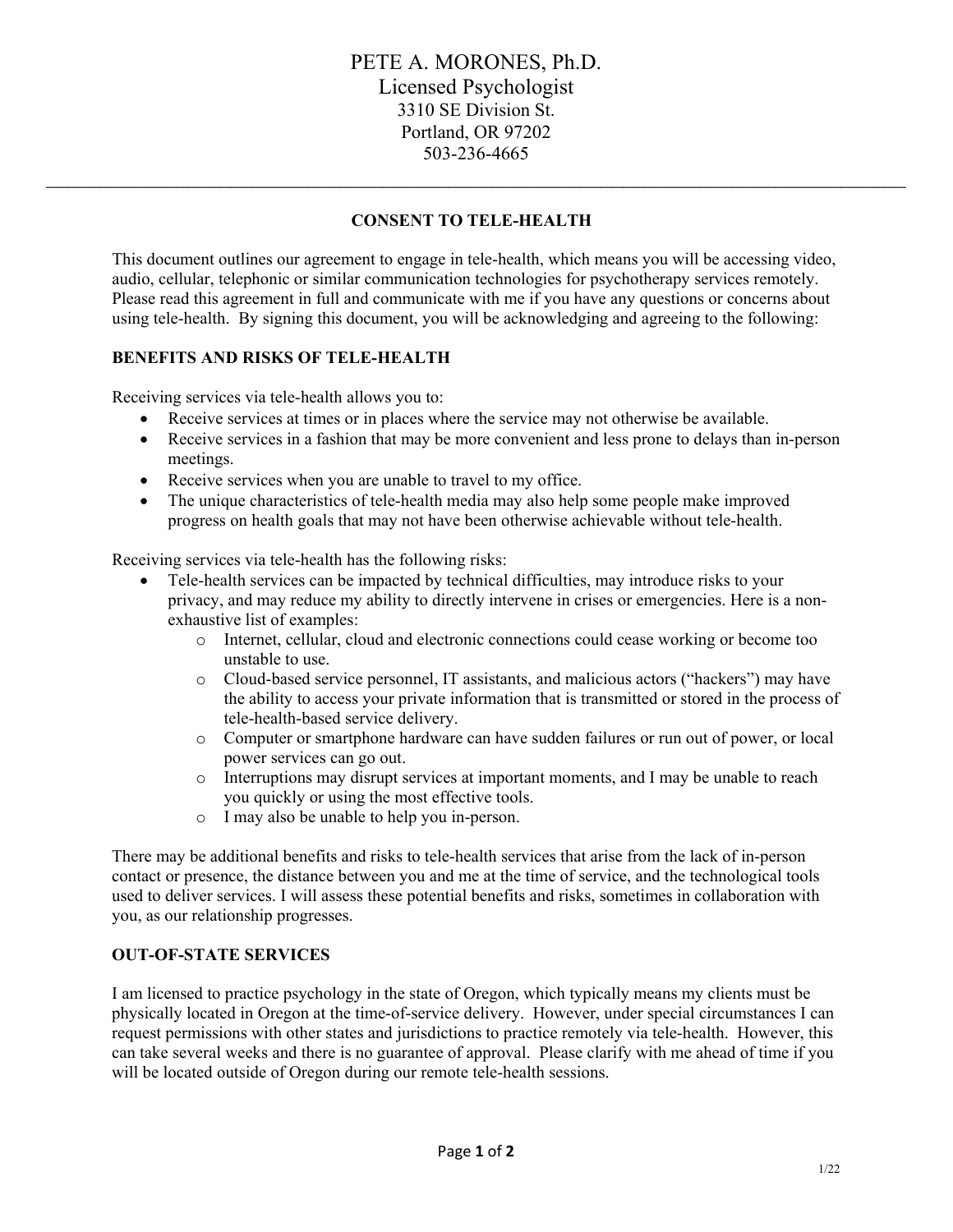PETE A. MORONES, Ph.D.
Licensed Psychologist
3310 SE Division St.
Portland, OR 97202
503-236-4665

---

## CONSENT TO TELE-HEALTH

This document outlines our agreement to engage in tele-health, which means you will be accessing video, audio, cellular, telephonic or similar communication technologies for psychotherapy services remotely. Please read this agreement in full and communicate with me if you have any questions or concerns about using tele-health. By signing this document, you will be acknowledging and agreeing to the following:

### BENEFITS AND RISKS OF TELE-HEALTH

Receiving services via tele-health allows you to:

- Receive services at times or in places where the service may not otherwise be available.
- Receive services in a fashion that may be more convenient and less prone to delays than in-person meetings.
- Receive services when you are unable to travel to my office.
- The unique characteristics of tele-health media may also help some people make improved progress on health goals that may not have been otherwise achievable without tele-health.

Receiving services via tele-health has the following risks:

- Tele-health services can be impacted by technical difficulties, may introduce risks to your privacy, and may reduce my ability to directly intervene in crises or emergencies. Here is a non-exhaustive list of examples:
  - Internet, cellular, cloud and electronic connections could cease working or become too unstable to use.
  - Cloud-based service personnel, IT assistants, and malicious actors ("hackers") may have the ability to access your private information that is transmitted or stored in the process of tele-health-based service delivery.
  - Computer or smartphone hardware can have sudden failures or run out of power, or local power services can go out.
  - Interruptions may disrupt services at important moments, and I may be unable to reach you quickly or using the most effective tools.
  - I may also be unable to help you in-person.

There may be additional benefits and risks to tele-health services that arise from the lack of in-person contact or presence, the distance between you and me at the time of service, and the technological tools used to deliver services. I will assess these potential benefits and risks, sometimes in collaboration with you, as our relationship progresses.

### OUT-OF-STATE SERVICES

I am licensed to practice psychology in the state of Oregon, which typically means my clients must be physically located in Oregon at the time-of-service delivery. However, under special circumstances I can request permissions with other states and jurisdictions to practice remotely via tele-health. However, this can take several weeks and there is no guarantee of approval. Please clarify with me ahead of time if you will be located outside of Oregon during our remote tele-health sessions.

1/22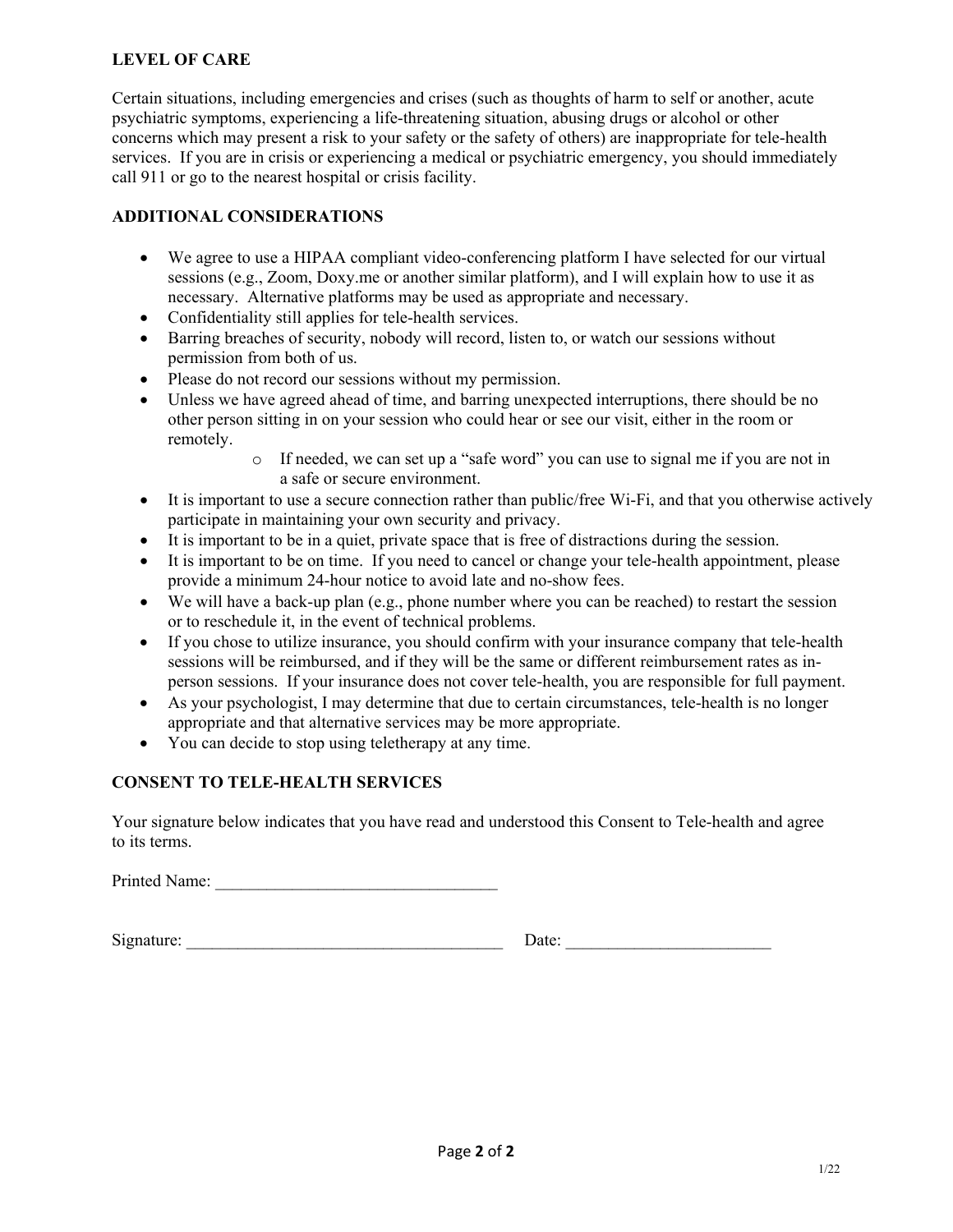## LEVEL OF CARE

Certain situations, including emergencies and crises (such as thoughts of harm to self or another, acute psychiatric symptoms, experiencing a life-threatening situation, abusing drugs or alcohol or other concerns which may present a risk to your safety or the safety of others) are inappropriate for tele-health services. If you are in crisis or experiencing a medical or psychiatric emergency, you should immediately call 911 or go to the nearest hospital or crisis facility.

## ADDITIONAL CONSIDERATIONS

- We agree to use a HIPAA compliant video-conferencing platform I have selected for our virtual sessions (e.g., Zoom, Doxy.me or another similar platform), and I will explain how to use it as necessary. Alternative platforms may be used as appropriate and necessary.
- Confidentiality still applies for tele-health services.
- Barring breaches of security, nobody will record, listen to, or watch our sessions without permission from both of us.
- Please do not record our sessions without my permission.
- Unless we have agreed ahead of time, and barring unexpected interruptions, there should be no other person sitting in on your session who could hear or see our visit, either in the room or remotely.
    - If needed, we can set up a "safe word" you can use to signal me if you are not in a safe or secure environment.
- It is important to use a secure connection rather than public/free Wi-Fi, and that you otherwise actively participate in maintaining your own security and privacy.
- It is important to be in a quiet, private space that is free of distractions during the session.
- It is important to be on time. If you need to cancel or change your tele-health appointment, please provide a minimum 24-hour notice to avoid late and no-show fees.
- We will have a back-up plan (e.g., phone number where you can be reached) to restart the session or to reschedule it, in the event of technical problems.
- If you chose to utilize insurance, you should confirm with your insurance company that tele-health sessions will be reimbursed, and if they will be the same or different reimbursement rates as in-person sessions. If your insurance does not cover tele-health, you are responsible for full payment.
- As your psychologist, I may determine that due to certain circumstances, tele-health is no longer appropriate and that alternative services may be more appropriate.
- You can decide to stop using teletherapy at any time.

## CONSENT TO TELE-HEALTH SERVICES

Your signature below indicates that you have read and understood this Consent to Tele-health and agree to its terms.

Printed Name: _________________________________

Signature: _____________________________________ Date: ________________________

1/22